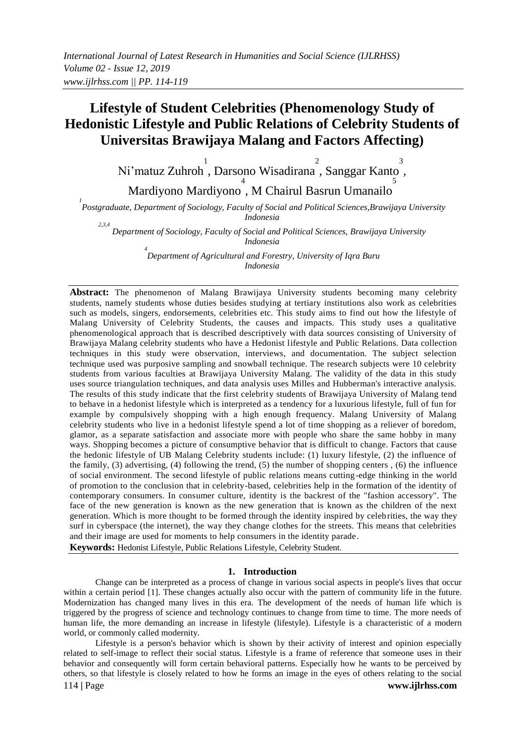# Lifestyle of Student Celebrities (Phenomenology Study of Hedonistic Lifestyle and Public Relations of Celebrity Students of Universitas Brawijaya Malang and Factors Affecting)

Ni'matuz Zuhroh [1], Darsono Wisadirana [2], Sanggar Kanto [3], Mardiyono Mardiyono [4], M Chairul Basrun Umanailo [5]

[1] *Postgraduate, Department of Sociology, Faculty of Social and Political Sciences,Brawijaya University Indonesia*

[2,3,4] *Department of Sociology, Faculty of Social and Political Sciences, Brawijaya University Indonesia*

[4] *Department of Agricultural and Forestry, University of Iqra Buru Indonesia*

**Abstract:** The phenomenon of Malang Brawijaya University students becoming many celebrity students, namely students whose duties besides studying at tertiary institutions also work as celebrities such as models, singers, endorsements, celebrities etc. This study aims to find out how the lifestyle of Malang University of Celebrity Students, the causes and impacts. This study uses a qualitative phenomenological approach that is described descriptively with data sources consisting of University of Brawijaya Malang celebrity students who have a Hedonist lifestyle and Public Relations. Data collection techniques in this study were observation, interviews, and documentation. The subject selection technique used was purposive sampling and snowball technique. The research subjects were 10 celebrity students from various faculties at Brawijaya University Malang. The validity of the data in this study uses source triangulation techniques, and data analysis uses Milles and Hubberman's interactive analysis. The results of this study indicate that the first celebrity students of Brawijaya University of Malang tend to behave in a hedonist lifestyle which is interpreted as a tendency for a luxurious lifestyle, full of fun for example by compulsively shopping with a high enough frequency. Malang University of Malang celebrity students who live in a hedonist lifestyle spend a lot of time shopping as a reliever of boredom, glamor, as a separate satisfaction and associate more with people who share the same hobby in many ways. Shopping becomes a picture of consumptive behavior that is difficult to change. Factors that cause the hedonic lifestyle of UB Malang Celebrity students include: (1) luxury lifestyle, (2) the influence of the family, (3) advertising, (4) following the trend, (5) the number of shopping centers , (6) the influence of social environment. The second lifestyle of public relations means cutting-edge thinking in the world of promotion to the conclusion that in celebrity-based, celebrities help in the formation of the identity of contemporary consumers. In consumer culture, identity is the backrest of the "fashion accessory". The face of the new generation is known as the new generation that is known as the children of the next generation. Which is more thought to be formed through the identity inspired by celebrities, the way they surf in cyberspace (the internet), the way they change clothes for the streets. This means that celebrities and their image are used for moments to help consumers in the identity parade.

**Keywords:** Hedonist Lifestyle, Public Relations Lifestyle, Celebrity Student.

## 1. Introduction

Change can be interpreted as a process of change in various social aspects in people's lives that occur within a certain period [1]. These changes actually also occur with the pattern of community life in the future. Modernization has changed many lives in this era. The development of the needs of human life which is triggered by the progress of science and technology continues to change from time to time. The more needs of human life, the more demanding an increase in lifestyle (lifestyle). Lifestyle is a characteristic of a modern world, or commonly called modernity.

Lifestyle is a person's behavior which is shown by their activity of interest and opinion especially related to self-image to reflect their social status. Lifestyle is a frame of reference that someone uses in their behavior and consequently will form certain behavioral patterns. Especially how he wants to be perceived by others, so that lifestyle is closely related to how he forms an image in the eyes of others relating to the social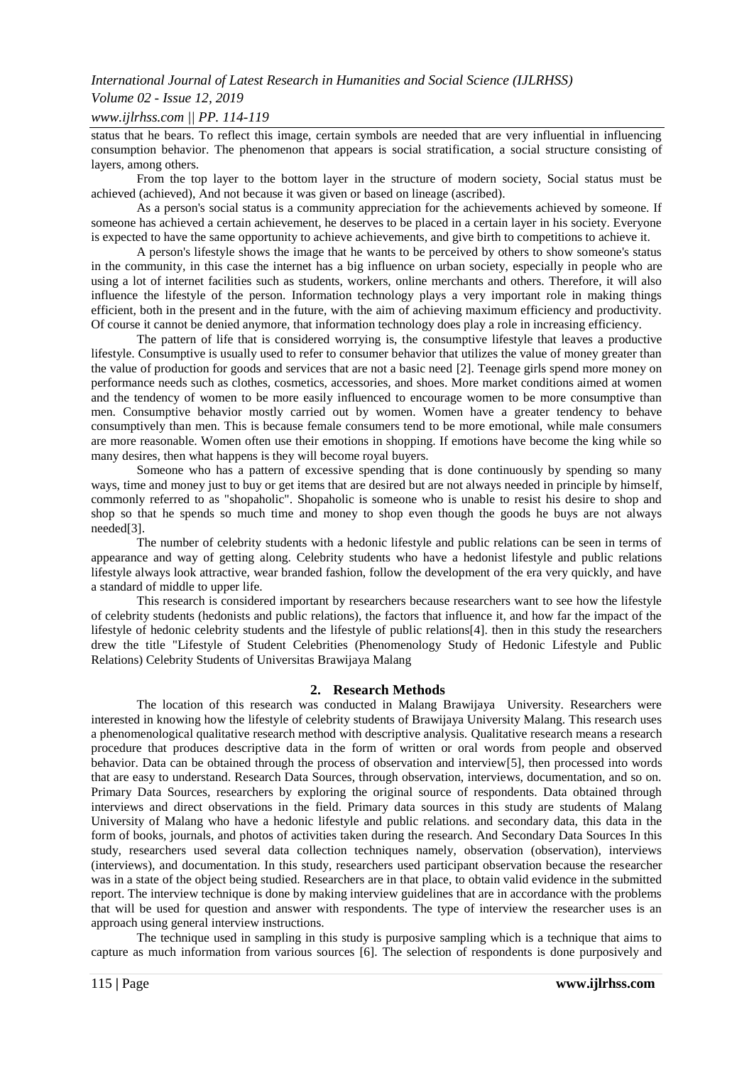status that he bears. To reflect this image, certain symbols are needed that are very influential in influencing consumption behavior. The phenomenon that appears is social stratification, a social structure consisting of layers, among others.

From the top layer to the bottom layer in the structure of modern society, Social status must be achieved (achieved), And not because it was given or based on lineage (ascribed).

As a person's social status is a community appreciation for the achievements achieved by someone. If someone has achieved a certain achievement, he deserves to be placed in a certain layer in his society. Everyone is expected to have the same opportunity to achieve achievements, and give birth to competitions to achieve it.

A person's lifestyle shows the image that he wants to be perceived by others to show someone's status in the community, in this case the internet has a big influence on urban society, especially in people who are using a lot of internet facilities such as students, workers, online merchants and others. Therefore, it will also influence the lifestyle of the person. Information technology plays a very important role in making things efficient, both in the present and in the future, with the aim of achieving maximum efficiency and productivity. Of course it cannot be denied anymore, that information technology does play a role in increasing efficiency.

The pattern of life that is considered worrying is, the consumptive lifestyle that leaves a productive lifestyle. Consumptive is usually used to refer to consumer behavior that utilizes the value of money greater than the value of production for goods and services that are not a basic need [2]. Teenage girls spend more money on performance needs such as clothes, cosmetics, accessories, and shoes. More market conditions aimed at women and the tendency of women to be more easily influenced to encourage women to be more consumptive than men. Consumptive behavior mostly carried out by women. Women have a greater tendency to behave consumptively than men. This is because female consumers tend to be more emotional, while male consumers are more reasonable. Women often use their emotions in shopping. If emotions have become the king while so many desires, then what happens is they will become royal buyers.

Someone who has a pattern of excessive spending that is done continuously by spending so many ways, time and money just to buy or get items that are desired but are not always needed in principle by himself, commonly referred to as "shopaholic". Shopaholic is someone who is unable to resist his desire to shop and shop so that he spends so much time and money to shop even though the goods he buys are not always needed[3].

The number of celebrity students with a hedonic lifestyle and public relations can be seen in terms of appearance and way of getting along. Celebrity students who have a hedonist lifestyle and public relations lifestyle always look attractive, wear branded fashion, follow the development of the era very quickly, and have a standard of middle to upper life.

This research is considered important by researchers because researchers want to see how the lifestyle of celebrity students (hedonists and public relations), the factors that influence it, and how far the impact of the lifestyle of hedonic celebrity students and the lifestyle of public relations[4]. then in this study the researchers drew the title "Lifestyle of Student Celebrities (Phenomenology Study of Hedonic Lifestyle and Public Relations) Celebrity Students of Universitas Brawijaya Malang

## 2. Research Methods

The location of this research was conducted in Malang Brawijaya University. Researchers were interested in knowing how the lifestyle of celebrity students of Brawijaya University Malang. This research uses a phenomenological qualitative research method with descriptive analysis. Qualitative research means a research procedure that produces descriptive data in the form of written or oral words from people and observed behavior. Data can be obtained through the process of observation and interview[5], then processed into words that are easy to understand. Research Data Sources, through observation, interviews, documentation, and so on. Primary Data Sources, researchers by exploring the original source of respondents. Data obtained through interviews and direct observations in the field. Primary data sources in this study are students of Malang University of Malang who have a hedonic lifestyle and public relations. and secondary data, this data in the form of books, journals, and photos of activities taken during the research. And Secondary Data Sources In this study, researchers used several data collection techniques namely, observation (observation), interviews (interviews), and documentation. In this study, researchers used participant observation because the researcher was in a state of the object being studied. Researchers are in that place, to obtain valid evidence in the submitted report. The interview technique is done by making interview guidelines that are in accordance with the problems that will be used for question and answer with respondents. The type of interview the researcher uses is an approach using general interview instructions.

The technique used in sampling in this study is purposive sampling which is a technique that aims to capture as much information from various sources [6]. The selection of respondents is done purposively and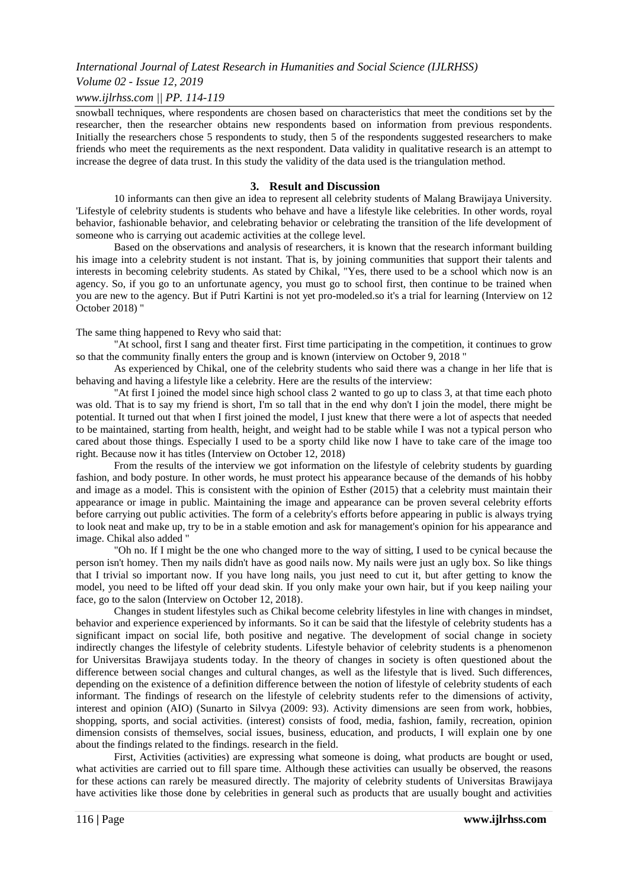snowball techniques, where respondents are chosen based on characteristics that meet the conditions set by the researcher, then the researcher obtains new respondents based on information from previous respondents. Initially the researchers chose 5 respondents to study, then 5 of the respondents suggested researchers to make friends who meet the requirements as the next respondent. Data validity in qualitative research is an attempt to increase the degree of data trust. In this study the validity of the data used is the triangulation method.

## 3. Result and Discussion

10 informants can then give an idea to represent all celebrity students of Malang Brawijaya University. 'Lifestyle of celebrity students is students who behave and have a lifestyle like celebrities. In other words, royal behavior, fashionable behavior, and celebrating behavior or celebrating the transition of the life development of someone who is carrying out academic activities at the college level.

Based on the observations and analysis of researchers, it is known that the research informant building his image into a celebrity student is not instant. That is, by joining communities that support their talents and interests in becoming celebrity students. As stated by Chikal, "Yes, there used to be a school which now is an agency. So, if you go to an unfortunate agency, you must go to school first, then continue to be trained when you are new to the agency. But if Putri Kartini is not yet pro-modeled.so it's a trial for learning (Interview on 12 October 2018) "

The same thing happened to Revy who said that:

"At school, first I sang and theater first. First time participating in the competition, it continues to grow so that the community finally enters the group and is known (interview on October 9, 2018 "

As experienced by Chikal, one of the celebrity students who said there was a change in her life that is behaving and having a lifestyle like a celebrity. Here are the results of the interview:

"At first I joined the model since high school class 2 wanted to go up to class 3, at that time each photo was old. That is to say my friend is short, I'm so tall that in the end why don't I join the model, there might be potential. It turned out that when I first joined the model, I just knew that there were a lot of aspects that needed to be maintained, starting from health, height, and weight had to be stable while I was not a typical person who cared about those things. Especially I used to be a sporty child like now I have to take care of the image too right. Because now it has titles (Interview on October 12, 2018)

From the results of the interview we got information on the lifestyle of celebrity students by guarding fashion, and body posture. In other words, he must protect his appearance because of the demands of his hobby and image as a model. This is consistent with the opinion of Esther (2015) that a celebrity must maintain their appearance or image in public. Maintaining the image and appearance can be proven several celebrity efforts before carrying out public activities. The form of a celebrity's efforts before appearing in public is always trying to look neat and make up, try to be in a stable emotion and ask for management's opinion for his appearance and image. Chikal also added "

"Oh no. If I might be the one who changed more to the way of sitting, I used to be cynical because the person isn't homey. Then my nails didn't have as good nails now. My nails were just an ugly box. So like things that I trivial so important now. If you have long nails, you just need to cut it, but after getting to know the model, you need to be lifted off your dead skin. If you only make your own hair, but if you keep nailing your face, go to the salon (Interview on October 12, 2018).

Changes in student lifestyles such as Chikal become celebrity lifestyles in line with changes in mindset, behavior and experience experienced by informants. So it can be said that the lifestyle of celebrity students has a significant impact on social life, both positive and negative. The development of social change in society indirectly changes the lifestyle of celebrity students. Lifestyle behavior of celebrity students is a phenomenon for Universitas Brawijaya students today. In the theory of changes in society is often questioned about the difference between social changes and cultural changes, as well as the lifestyle that is lived. Such differences, depending on the existence of a definition difference between the notion of lifestyle of celebrity students of each informant. The findings of research on the lifestyle of celebrity students refer to the dimensions of activity, interest and opinion (AIO) (Sunarto in Silvya (2009: 93). Activity dimensions are seen from work, hobbies, shopping, sports, and social activities. (interest) consists of food, media, fashion, family, recreation, opinion dimension consists of themselves, social issues, business, education, and products, I will explain one by one about the findings related to the findings. research in the field.

First, Activities (activities) are expressing what someone is doing, what products are bought or used, what activities are carried out to fill spare time. Although these activities can usually be observed, the reasons for these actions can rarely be measured directly. The majority of celebrity students of Universitas Brawijaya have activities like those done by celebrities in general such as products that are usually bought and activities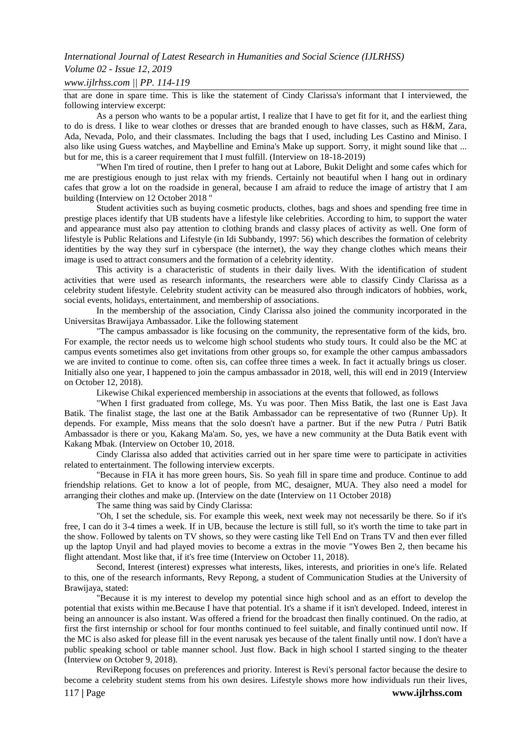that are done in spare time. This is like the statement of Cindy Clarissa's informant that I interviewed, the following interview excerpt:

As a person who wants to be a popular artist, I realize that I have to get fit for it, and the earliest thing to do is dress. I like to wear clothes or dresses that are branded enough to have classes, such as H&M, Zara, Ada, Nevada, Polo, and their classmates. Including the bags that I used, including Les Castino and Miniso. I also like using Guess watches, and Maybelline and Emina's Make up support. Sorry, it might sound like that ... but for me, this is a career requirement that I must fulfill. (Interview on 18-18-2019)

"When I'm tired of routine, then I prefer to hang out at Labore, Bukit Delight and some cafes which for me are prestigious enough to just relax with my friends. Certainly not beautiful when I hang out in ordinary cafes that grow a lot on the roadside in general, because I am afraid to reduce the image of artistry that I am building (Interview on 12 October 2018 "

Student activities such as buying cosmetic products, clothes, bags and shoes and spending free time in prestige places identify that UB students have a lifestyle like celebrities. According to him, to support the water and appearance must also pay attention to clothing brands and classy places of activity as well. One form of lifestyle is Public Relations and Lifestyle (in Idi Subbandy, 1997: 56) which describes the formation of celebrity identities by the way they surf in cyberspace (the internet), the way they change clothes which means their image is used to attract consumers and the formation of a celebrity identity.

This activity is a characteristic of students in their daily lives. With the identification of student activities that were used as research informants, the researchers were able to classify Cindy Clarissa as a celebrity student lifestyle. Celebrity student activity can be measured also through indicators of hobbies, work, social events, holidays, entertainment, and membership of associations.

In the membership of the association, Cindy Clarissa also joined the community incorporated in the Universitas Brawijaya Ambassador. Like the following statement

"The campus ambassador is like focusing on the community, the representative form of the kids, bro. For example, the rector needs us to welcome high school students who study tours. It could also be the MC at campus events sometimes also get invitations from other groups so, for example the other campus ambassadors we are invited to continue to come. often sis, can coffee three times a week. In fact it actually brings us closer. Initially also one year, I happened to join the campus ambassador in 2018, well, this will end in 2019 (Interview on October 12, 2018).

Likewise Chikal experienced membership in associations at the events that followed, as follows

"When I first graduated from college, Ms. Yu was poor. Then Miss Batik, the last one is East Java Batik. The finalist stage, the last one at the Batik Ambassador can be representative of two (Runner Up). It depends. For example, Miss means that the solo doesn't have a partner. But if the new Putra / Putri Batik Ambassador is there or you, Kakang Ma'am. So, yes, we have a new community at the Duta Batik event with Kakang Mbak. (Interview on October 10, 2018.

Cindy Clarissa also added that activities carried out in her spare time were to participate in activities related to entertainment. The following interview excerpts.

"Because in FIA it has more green hours, Sis. So yeah fill in spare time and produce. Continue to add friendship relations. Get to know a lot of people, from MC, desaigner, MUA. They also need a model for arranging their clothes and make up. (Interview on the date (Interview on 11 October 2018)

The same thing was said by Cindy Clarissa:

"Oh, I set the schedule, sis. For example this week, next week may not necessarily be there. So if it's free, I can do it 3-4 times a week. If in UB, because the lecture is still full, so it's worth the time to take part in the show. Followed by talents on TV shows, so they were casting like Tell End on Trans TV and then ever filled up the laptop Unyil and had played movies to become a extras in the movie "Yowes Ben 2, then became his flight attendant. Most like that, if it's free time (Interview on October 11, 2018).

Second, Interest (interest) expresses what interests, likes, interests, and priorities in one's life. Related to this, one of the research informants, Revy Repong, a student of Communication Studies at the University of Brawijaya, stated:

"Because it is my interest to develop my potential since high school and as an effort to develop the potential that exists within me.Because I have that potential. It's a shame if it isn't developed. Indeed, interest in being an announcer is also instant. Was offered a friend for the broadcast then finally continued. On the radio, at first the first internship or school for four months continued to feel suitable, and finally continued until now. If the MC is also asked for please fill in the event narusak yes because of the talent finally until now. I don't have a public speaking school or table manner school. Just flow. Back in high school I started singing to the theater (Interview on October 9, 2018).

ReviRepong focuses on preferences and priority. Interest is Revi's personal factor because the desire to become a celebrity student stems from his own desires. Lifestyle shows more how individuals run their lives,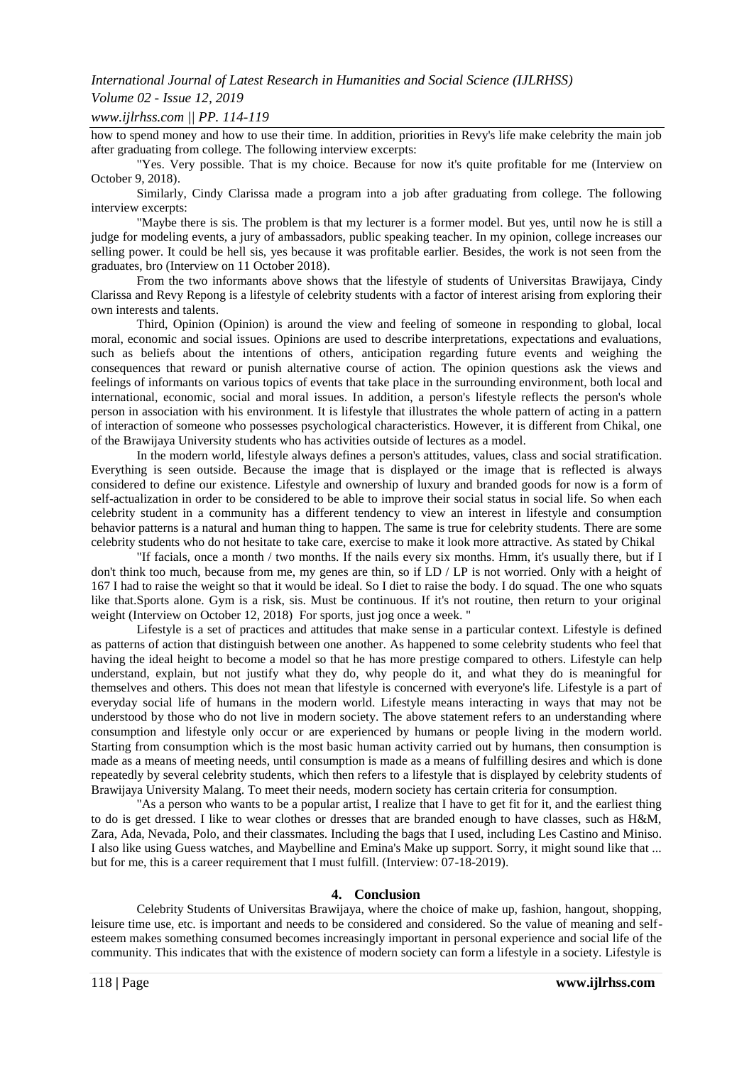how to spend money and how to use their time. In addition, priorities in Revy's life make celebrity the main job after graduating from college. The following interview excerpts:

"Yes. Very possible. That is my choice. Because for now it's quite profitable for me (Interview on October 9, 2018).

Similarly, Cindy Clarissa made a program into a job after graduating from college. The following interview excerpts:

"Maybe there is sis. The problem is that my lecturer is a former model. But yes, until now he is still a judge for modeling events, a jury of ambassadors, public speaking teacher. In my opinion, college increases our selling power. It could be hell sis, yes because it was profitable earlier. Besides, the work is not seen from the graduates, bro (Interview on 11 October 2018).

From the two informants above shows that the lifestyle of students of Universitas Brawijaya, Cindy Clarissa and Revy Repong is a lifestyle of celebrity students with a factor of interest arising from exploring their own interests and talents.

Third, Opinion (Opinion) is around the view and feeling of someone in responding to global, local moral, economic and social issues. Opinions are used to describe interpretations, expectations and evaluations, such as beliefs about the intentions of others, anticipation regarding future events and weighing the consequences that reward or punish alternative course of action. The opinion questions ask the views and feelings of informants on various topics of events that take place in the surrounding environment, both local and international, economic, social and moral issues. In addition, a person's lifestyle reflects the person's whole person in association with his environment. It is lifestyle that illustrates the whole pattern of acting in a pattern of interaction of someone who possesses psychological characteristics. However, it is different from Chikal, one of the Brawijaya University students who has activities outside of lectures as a model.

In the modern world, lifestyle always defines a person's attitudes, values, class and social stratification. Everything is seen outside. Because the image that is displayed or the image that is reflected is always considered to define our existence. Lifestyle and ownership of luxury and branded goods for now is a form of self-actualization in order to be considered to be able to improve their social status in social life. So when each celebrity student in a community has a different tendency to view an interest in lifestyle and consumption behavior patterns is a natural and human thing to happen. The same is true for celebrity students. There are some celebrity students who do not hesitate to take care, exercise to make it look more attractive. As stated by Chikal

"If facials, once a month / two months. If the nails every six months. Hmm, it's usually there, but if I don't think too much, because from me, my genes are thin, so if LD / LP is not worried. Only with a height of 167 I had to raise the weight so that it would be ideal. So I diet to raise the body. I do squad. The one who squats like that.Sports alone. Gym is a risk, sis. Must be continuous. If it's not routine, then return to your original weight (Interview on October 12, 2018) For sports, just jog once a week. "

Lifestyle is a set of practices and attitudes that make sense in a particular context. Lifestyle is defined as patterns of action that distinguish between one another. As happened to some celebrity students who feel that having the ideal height to become a model so that he has more prestige compared to others. Lifestyle can help understand, explain, but not justify what they do, why people do it, and what they do is meaningful for themselves and others. This does not mean that lifestyle is concerned with everyone's life. Lifestyle is a part of everyday social life of humans in the modern world. Lifestyle means interacting in ways that may not be understood by those who do not live in modern society. The above statement refers to an understanding where consumption and lifestyle only occur or are experienced by humans or people living in the modern world. Starting from consumption which is the most basic human activity carried out by humans, then consumption is made as a means of meeting needs, until consumption is made as a means of fulfilling desires and which is done repeatedly by several celebrity students, which then refers to a lifestyle that is displayed by celebrity students of Brawijaya University Malang. To meet their needs, modern society has certain criteria for consumption.

"As a person who wants to be a popular artist, I realize that I have to get fit for it, and the earliest thing to do is get dressed. I like to wear clothes or dresses that are branded enough to have classes, such as H&M, Zara, Ada, Nevada, Polo, and their classmates. Including the bags that I used, including Les Castino and Miniso. I also like using Guess watches, and Maybelline and Emina's Make up support. Sorry, it might sound like that ... but for me, this is a career requirement that I must fulfill. (Interview: 07-18-2019).

## 4. Conclusion

Celebrity Students of Universitas Brawijaya, where the choice of make up, fashion, hangout, shopping, leisure time use, etc. is important and needs to be considered and considered. So the value of meaning and self-esteem makes something consumed becomes increasingly important in personal experience and social life of the community. This indicates that with the existence of modern society can form a lifestyle in a society. Lifestyle is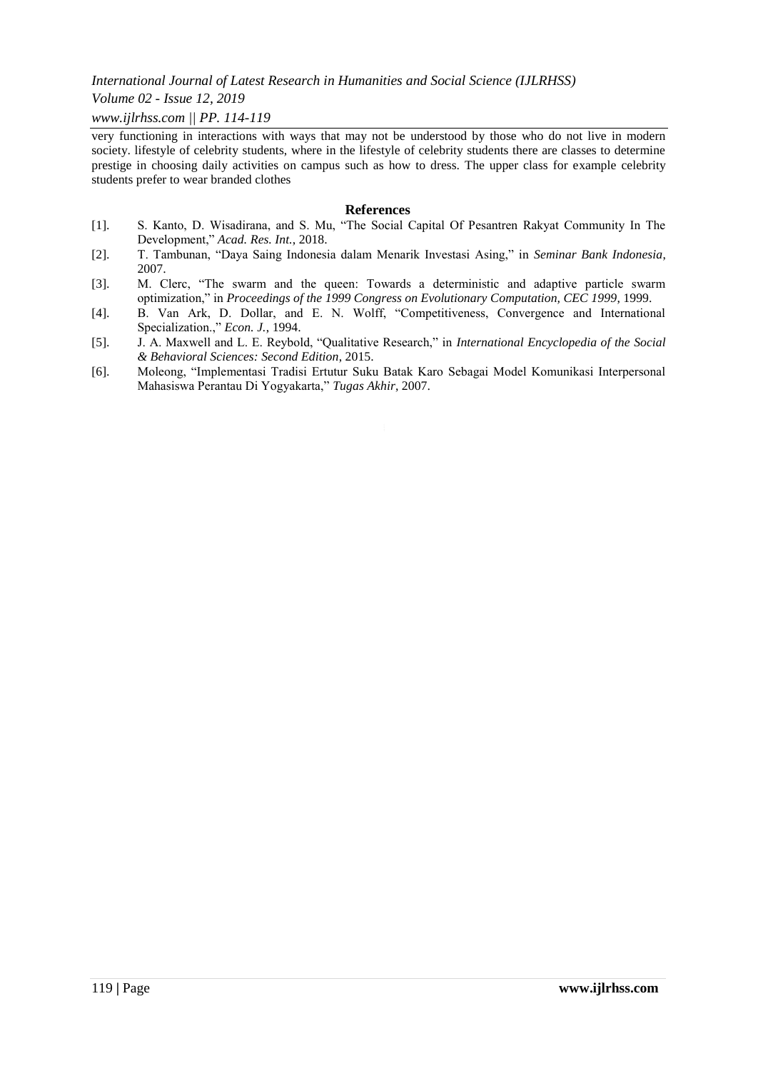very functioning in interactions with ways that may not be understood by those who do not live in modern society. lifestyle of celebrity students, where in the lifestyle of celebrity students there are classes to determine prestige in choosing daily activities on campus such as how to dress. The upper class for example celebrity students prefer to wear branded clothes

## References

[1]. S. Kanto, D. Wisadirana, and S. Mu, "The Social Capital Of Pesantren Rakyat Community In The Development," *Acad. Res. Int.*, 2018.

[2]. T. Tambunan, "Daya Saing Indonesia dalam Menarik Investasi Asing," in *Seminar Bank Indonesia*, 2007.

[3]. M. Clerc, "The swarm and the queen: Towards a deterministic and adaptive particle swarm optimization," in *Proceedings of the 1999 Congress on Evolutionary Computation, CEC 1999*, 1999.

[4]. B. Van Ark, D. Dollar, and E. N. Wolff, "Competitiveness, Convergence and International Specialization.," *Econ. J.*, 1994.

[5]. J. A. Maxwell and L. E. Reybold, "Qualitative Research," in *International Encyclopedia of the Social & Behavioral Sciences: Second Edition*, 2015.

[6]. Moleong, "Implementasi Tradisi Ertutur Suku Batak Karo Sebagai Model Komunikasi Interpersonal Mahasiswa Perantau Di Yogyakarta," *Tugas Akhir*, 2007.